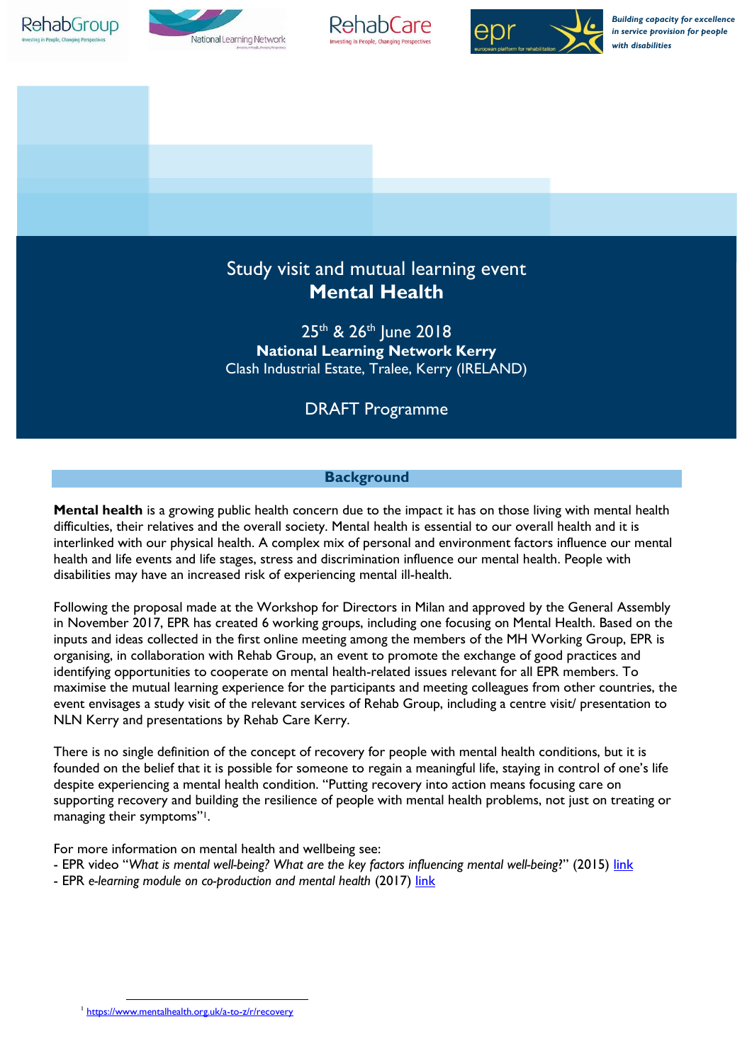Building capacity for excellence in service provision for people with disabilities

# Study visit and mutual learning event
# Mental Health

25th & 26th June 2018
**National Learning Network Kerry**
Clash Industrial Estate, Tralee, Kerry (IRELAND)

DRAFT Programme

## Background

**Mental health** is a growing public health concern due to the impact it has on those living with mental health difficulties, their relatives and the overall society. Mental health is essential to our overall health and it is interlinked with our physical health. A complex mix of personal and environment factors influence our mental health and life events and life stages, stress and discrimination influence our mental health. People with disabilities may have an increased risk of experiencing mental ill-health.

Following the proposal made at the Workshop for Directors in Milan and approved by the General Assembly in November 2017, EPR has created 6 working groups, including one focusing on Mental Health. Based on the inputs and ideas collected in the first online meeting among the members of the MH Working Group, EPR is organising, in collaboration with Rehab Group, an event to promote the exchange of good practices and identifying opportunities to cooperate on mental health-related issues relevant for all EPR members. To maximise the mutual learning experience for the participants and meeting colleagues from other countries, the event envisages a study visit of the relevant services of Rehab Group, including a centre visit/ presentation to NLN Kerry and presentations by Rehab Care Kerry.

There is no single definition of the concept of recovery for people with mental health conditions, but it is founded on the belief that it is possible for someone to regain a meaningful life, staying in control of one's life despite experiencing a mental health condition. "Putting recovery into action means focusing care on supporting recovery and building the resilience of people with mental health problems, not just on treating or managing their symptoms"[1].

For more information on mental health and wellbeing see:
- EPR video "*What is mental well-being? What are the key factors influencing mental well-being?*" (2015) link
- EPR *e-learning module on co-production and mental health* (2017) link

[1] https://www.mentalhealth.org.uk/a-to-z/r/recovery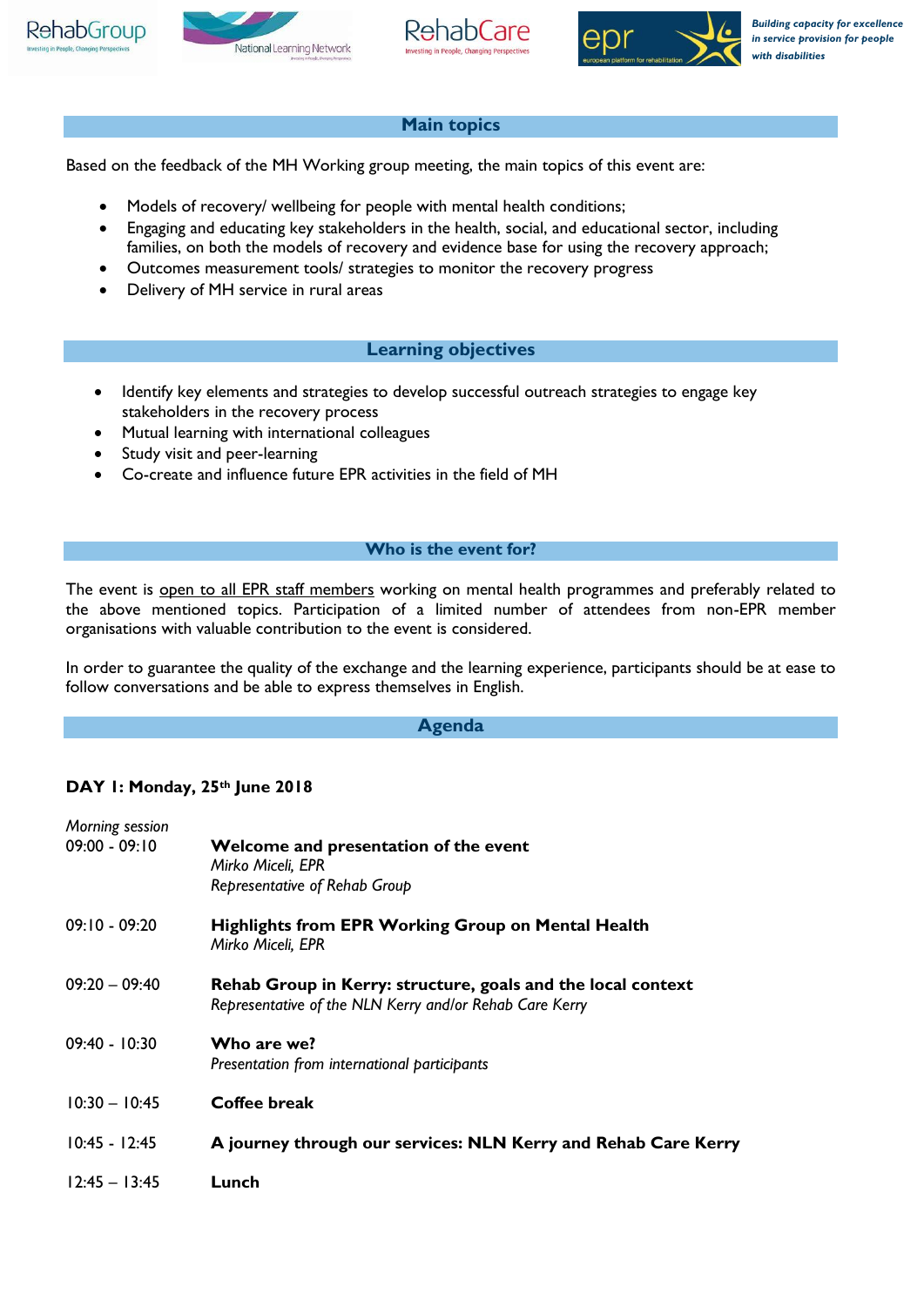## Main topics

Based on the feedback of the MH Working group meeting, the main topics of this event are:

- Models of recovery/ wellbeing for people with mental health conditions;
- Engaging and educating key stakeholders in the health, social, and educational sector, including families, on both the models of recovery and evidence base for using the recovery approach;
- Outcomes measurement tools/ strategies to monitor the recovery progress
- Delivery of MH service in rural areas

## Learning objectives

- Identify key elements and strategies to develop successful outreach strategies to engage key stakeholders in the recovery process
- Mutual learning with international colleagues
- Study visit and peer-learning
- Co-create and influence future EPR activities in the field of MH

## Who is the event for?

The event is open to all EPR staff members working on mental health programmes and preferably related to the above mentioned topics. Participation of a limited number of attendees from non-EPR member organisations with valuable contribution to the event is considered.

In order to guarantee the quality of the exchange and the learning experience, participants should be at ease to follow conversations and be able to express themselves in English.

## Agenda

**DAY 1: Monday, 25th June 2018**

*Morning session*

09:00 - 09:10 **Welcome and presentation of the event**
*Mirko Miceli, EPR*
*Representative of Rehab Group*

09:10 - 09:20 **Highlights from EPR Working Group on Mental Health**
*Mirko Miceli, EPR*

09:20 – 09:40 **Rehab Group in Kerry: structure, goals and the local context**
*Representative of the NLN Kerry and/or Rehab Care Kerry*

09:40 - 10:30 **Who are we?**
*Presentation from international participants*

10:30 – 10:45 **Coffee break**

10:45 - 12:45 **A journey through our services: NLN Kerry and Rehab Care Kerry**

12:45 – 13:45 **Lunch**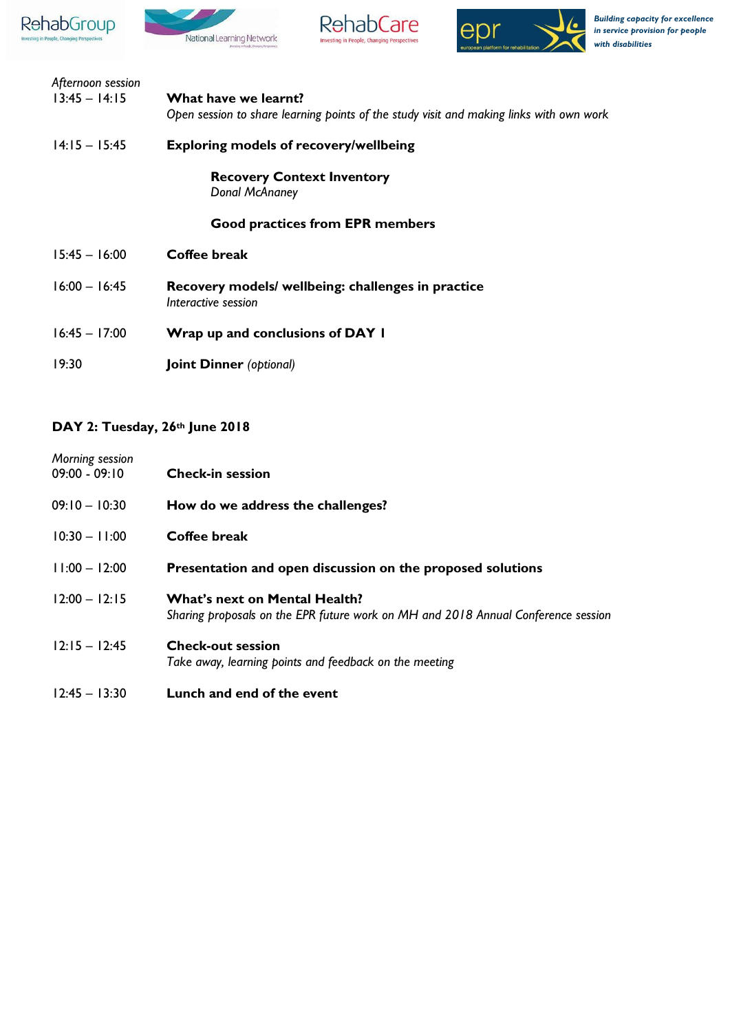*Afternoon session*

13:45 – 14:15 **What have we learnt?**
*Open session to share learning points of the study visit and making links with own work*

14:15 – 15:45 **Exploring models of recovery/wellbeing**

**Recovery Context Inventory**
*Donal McAnaney*

**Good practices from EPR members**

15:45 – 16:00 **Coffee break**

16:00 – 16:45 **Recovery models/ wellbeing: challenges in practice**
*Interactive session*

16:45 – 17:00 **Wrap up and conclusions of DAY 1**

19:30 **Joint Dinner** *(optional)*

## DAY 2: Tuesday, 26th June 2018

*Morning session*

09:00 - 09:10 **Check-in session**

09:10 – 10:30 **How do we address the challenges?**

10:30 – 11:00 **Coffee break**

11:00 – 12:00 **Presentation and open discussion on the proposed solutions**

12:00 – 12:15 **What's next on Mental Health?**
*Sharing proposals on the EPR future work on MH and 2018 Annual Conference session*

12:15 – 12:45 **Check-out session**
*Take away, learning points and feedback on the meeting*

12:45 – 13:30 **Lunch and end of the event**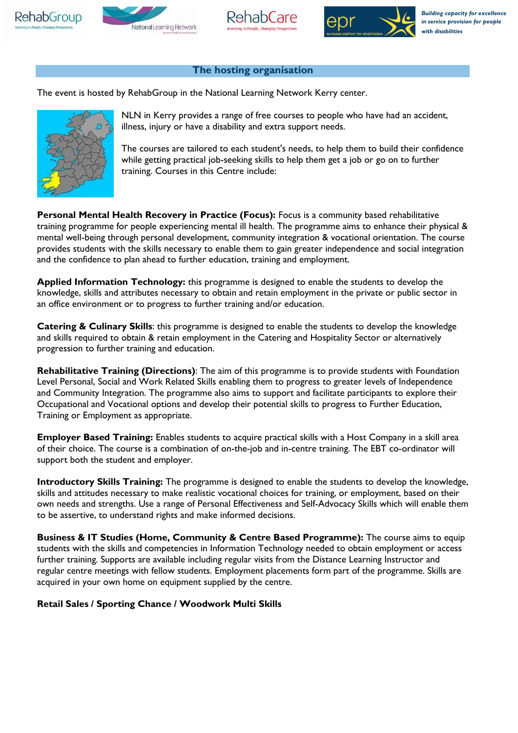## The hosting organisation

The event is hosted by RehabGroup in the National Learning Network Kerry center.

NLN in Kerry provides a range of free courses to people who have had an accident, illness, injury or have a disability and extra support needs.

The courses are tailored to each student's needs, to help them to build their confidence while getting practical job-seeking skills to help them get a job or go on to further training. Courses in this Centre include:

**Personal Mental Health Recovery in Practice (Focus):** Focus is a community based rehabilitative training programme for people experiencing mental ill health. The programme aims to enhance their physical & mental well-being through personal development, community integration & vocational orientation. The course provides students with the skills necessary to enable them to gain greater independence and social integration and the confidence to plan ahead to further education, training and employment.

**Applied Information Technology:** this programme is designed to enable the students to develop the knowledge, skills and attributes necessary to obtain and retain employment in the private or public sector in an office environment or to progress to further training and/or education.

**Catering & Culinary Skills**: this programme is designed to enable the students to develop the knowledge and skills required to obtain & retain employment in the Catering and Hospitality Sector or alternatively progression to further training and education.

**Rehabilitative Training (Directions)**: The aim of this programme is to provide students with Foundation Level Personal, Social and Work Related Skills enabling them to progress to greater levels of Independence and Community Integration. The programme also aims to support and facilitate participants to explore their Occupational and Vocational options and develop their potential skills to progress to Further Education, Training or Employment as appropriate.

**Employer Based Training:** Enables students to acquire practical skills with a Host Company in a skill area of their choice. The course is a combination of on-the-job and in-centre training. The EBT co-ordinator will support both the student and employer.

**Introductory Skills Training:** The programme is designed to enable the students to develop the knowledge, skills and attitudes necessary to make realistic vocational choices for training, or employment, based on their own needs and strengths. Use a range of Personal Effectiveness and Self-Advocacy Skills which will enable them to be assertive, to understand rights and make informed decisions.

**Business & IT Studies (Home, Community & Centre Based Programme):** The course aims to equip students with the skills and competencies in Information Technology needed to obtain employment or access further training. Supports are available including regular visits from the Distance Learning Instructor and regular centre meetings with fellow students. Employment placements form part of the programme. Skills are acquired in your own home on equipment supplied by the centre.

**Retail Sales / Sporting Chance / Woodwork Multi Skills**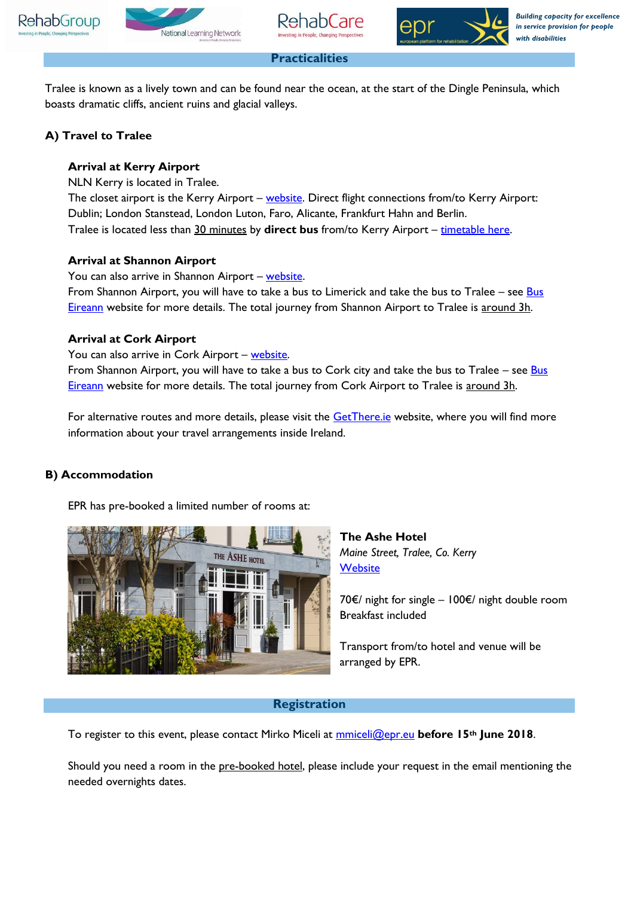## Practicalities

Tralee is known as a lively town and can be found near the ocean, at the start of the Dingle Peninsula, which boasts dramatic cliffs, ancient ruins and glacial valleys.

### A) Travel to Tralee

**Arrival at Kerry Airport**

NLN Kerry is located in Tralee.

The closet airport is the Kerry Airport – website. Direct flight connections from/to Kerry Airport: Dublin; London Stanstead, London Luton, Faro, Alicante, Frankfurt Hahn and Berlin.

Tralee is located less than 30 minutes by **direct bus** from/to Kerry Airport – timetable here.

**Arrival at Shannon Airport**

You can also arrive in Shannon Airport – website.

From Shannon Airport, you will have to take a bus to Limerick and take the bus to Tralee – see Bus Eireann website for more details. The total journey from Shannon Airport to Tralee is around 3h.

**Arrival at Cork Airport**

You can also arrive in Cork Airport – website.

From Shannon Airport, you will have to take a bus to Cork city and take the bus to Tralee – see Bus Eireann website for more details. The total journey from Cork Airport to Tralee is around 3h.

For alternative routes and more details, please visit the GetThere.ie website, where you will find more information about your travel arrangements inside Ireland.

### B) Accommodation

EPR has pre-booked a limited number of rooms at:

**The Ashe Hotel**

*Maine Street, Tralee, Co. Kerry*

Website

70€/ night for single – 100€/ night double room

Breakfast included

Transport from/to hotel and venue will be arranged by EPR.

## Registration

To register to this event, please contact Mirko Miceli at mmiceli@epr.eu **before 15th June 2018**.

Should you need a room in the pre-booked hotel, please include your request in the email mentioning the needed overnights dates.